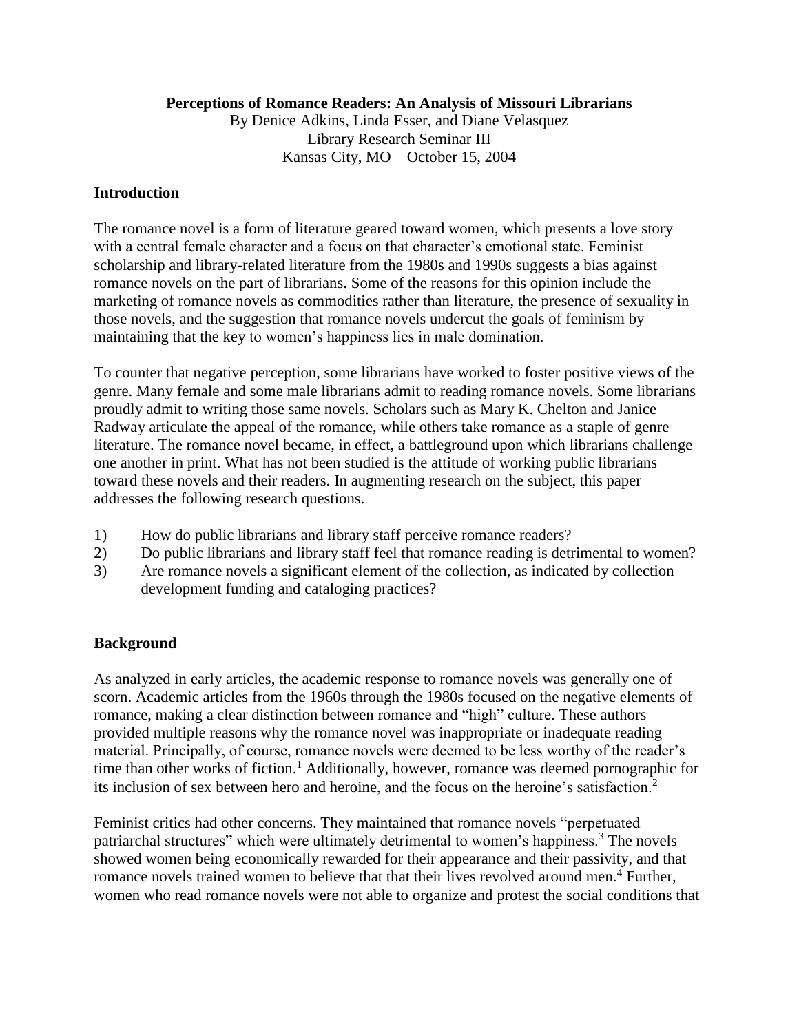# Perceptions of Romance Readers: An Analysis of Missouri Librarians

By Denice Adkins, Linda Esser, and Diane Velasquez
Library Research Seminar III
Kansas City, MO – October 15, 2004

## Introduction

The romance novel is a form of literature geared toward women, which presents a love story with a central female character and a focus on that character's emotional state. Feminist scholarship and library-related literature from the 1980s and 1990s suggests a bias against romance novels on the part of librarians. Some of the reasons for this opinion include the marketing of romance novels as commodities rather than literature, the presence of sexuality in those novels, and the suggestion that romance novels undercut the goals of feminism by maintaining that the key to women's happiness lies in male domination.

To counter that negative perception, some librarians have worked to foster positive views of the genre. Many female and some male librarians admit to reading romance novels. Some librarians proudly admit to writing those same novels. Scholars such as Mary K. Chelton and Janice Radway articulate the appeal of the romance, while others take romance as a staple of genre literature. The romance novel became, in effect, a battleground upon which librarians challenge one another in print. What has not been studied is the attitude of working public librarians toward these novels and their readers. In augmenting research on the subject, this paper addresses the following research questions.

1) How do public librarians and library staff perceive romance readers?
2) Do public librarians and library staff feel that romance reading is detrimental to women?
3) Are romance novels a significant element of the collection, as indicated by collection development funding and cataloging practices?

## Background

As analyzed in early articles, the academic response to romance novels was generally one of scorn. Academic articles from the 1960s through the 1980s focused on the negative elements of romance, making a clear distinction between romance and "high" culture. These authors provided multiple reasons why the romance novel was inappropriate or inadequate reading material. Principally, of course, romance novels were deemed to be less worthy of the reader's time than other works of fiction.[1] Additionally, however, romance was deemed pornographic for its inclusion of sex between hero and heroine, and the focus on the heroine's satisfaction.[2]

Feminist critics had other concerns. They maintained that romance novels "perpetuated patriarchal structures" which were ultimately detrimental to women's happiness.[3] The novels showed women being economically rewarded for their appearance and their passivity, and that romance novels trained women to believe that that their lives revolved around men.[4] Further, women who read romance novels were not able to organize and protest the social conditions that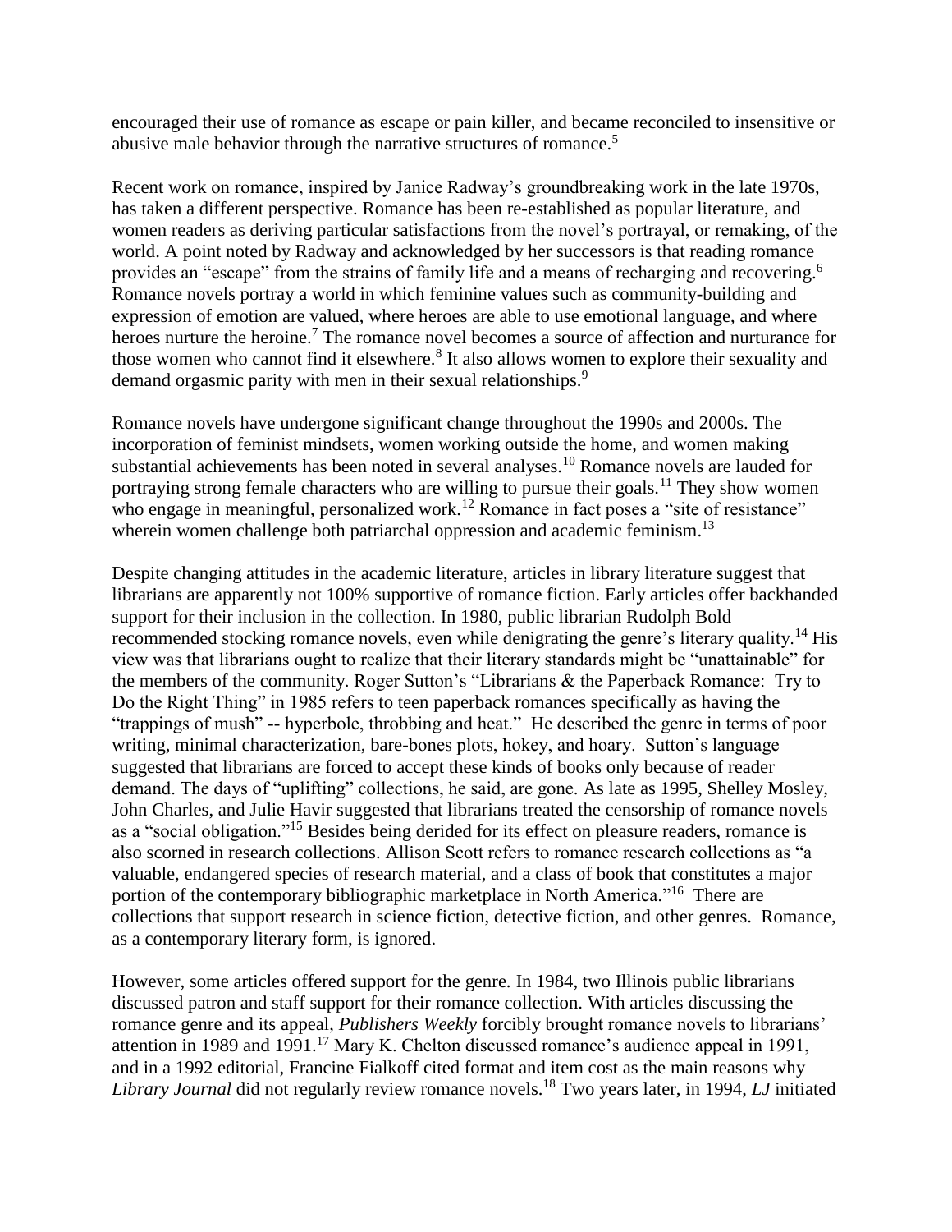encouraged their use of romance as escape or pain killer, and became reconciled to insensitive or abusive male behavior through the narrative structures of romance.[5]

Recent work on romance, inspired by Janice Radway's groundbreaking work in the late 1970s, has taken a different perspective. Romance has been re-established as popular literature, and women readers as deriving particular satisfactions from the novel's portrayal, or remaking, of the world. A point noted by Radway and acknowledged by her successors is that reading romance provides an "escape" from the strains of family life and a means of recharging and recovering.[6] Romance novels portray a world in which feminine values such as community-building and expression of emotion are valued, where heroes are able to use emotional language, and where heroes nurture the heroine.[7] The romance novel becomes a source of affection and nurturance for those women who cannot find it elsewhere.[8] It also allows women to explore their sexuality and demand orgasmic parity with men in their sexual relationships.[9]

Romance novels have undergone significant change throughout the 1990s and 2000s. The incorporation of feminist mindsets, women working outside the home, and women making substantial achievements has been noted in several analyses.[10] Romance novels are lauded for portraying strong female characters who are willing to pursue their goals.[11] They show women who engage in meaningful, personalized work.[12] Romance in fact poses a "site of resistance" wherein women challenge both patriarchal oppression and academic feminism.[13]

Despite changing attitudes in the academic literature, articles in library literature suggest that librarians are apparently not 100% supportive of romance fiction. Early articles offer backhanded support for their inclusion in the collection. In 1980, public librarian Rudolph Bold recommended stocking romance novels, even while denigrating the genre's literary quality.[14] His view was that librarians ought to realize that their literary standards might be "unattainable" for the members of the community. Roger Sutton's "Librarians & the Paperback Romance: Try to Do the Right Thing" in 1985 refers to teen paperback romances specifically as having the "trappings of mush" -- hyperbole, throbbing and heat." He described the genre in terms of poor writing, minimal characterization, bare-bones plots, hokey, and hoary. Sutton's language suggested that librarians are forced to accept these kinds of books only because of reader demand. The days of "uplifting" collections, he said, are gone. As late as 1995, Shelley Mosley, John Charles, and Julie Havir suggested that librarians treated the censorship of romance novels as a "social obligation."[15] Besides being derided for its effect on pleasure readers, romance is also scorned in research collections. Allison Scott refers to romance research collections as "a valuable, endangered species of research material, and a class of book that constitutes a major portion of the contemporary bibliographic marketplace in North America."[16] There are collections that support research in science fiction, detective fiction, and other genres. Romance, as a contemporary literary form, is ignored.

However, some articles offered support for the genre. In 1984, two Illinois public librarians discussed patron and staff support for their romance collection. With articles discussing the romance genre and its appeal, *Publishers Weekly* forcibly brought romance novels to librarians' attention in 1989 and 1991.[17] Mary K. Chelton discussed romance's audience appeal in 1991, and in a 1992 editorial, Francine Fialkoff cited format and item cost as the main reasons why *Library Journal* did not regularly review romance novels.[18] Two years later, in 1994, *LJ* initiated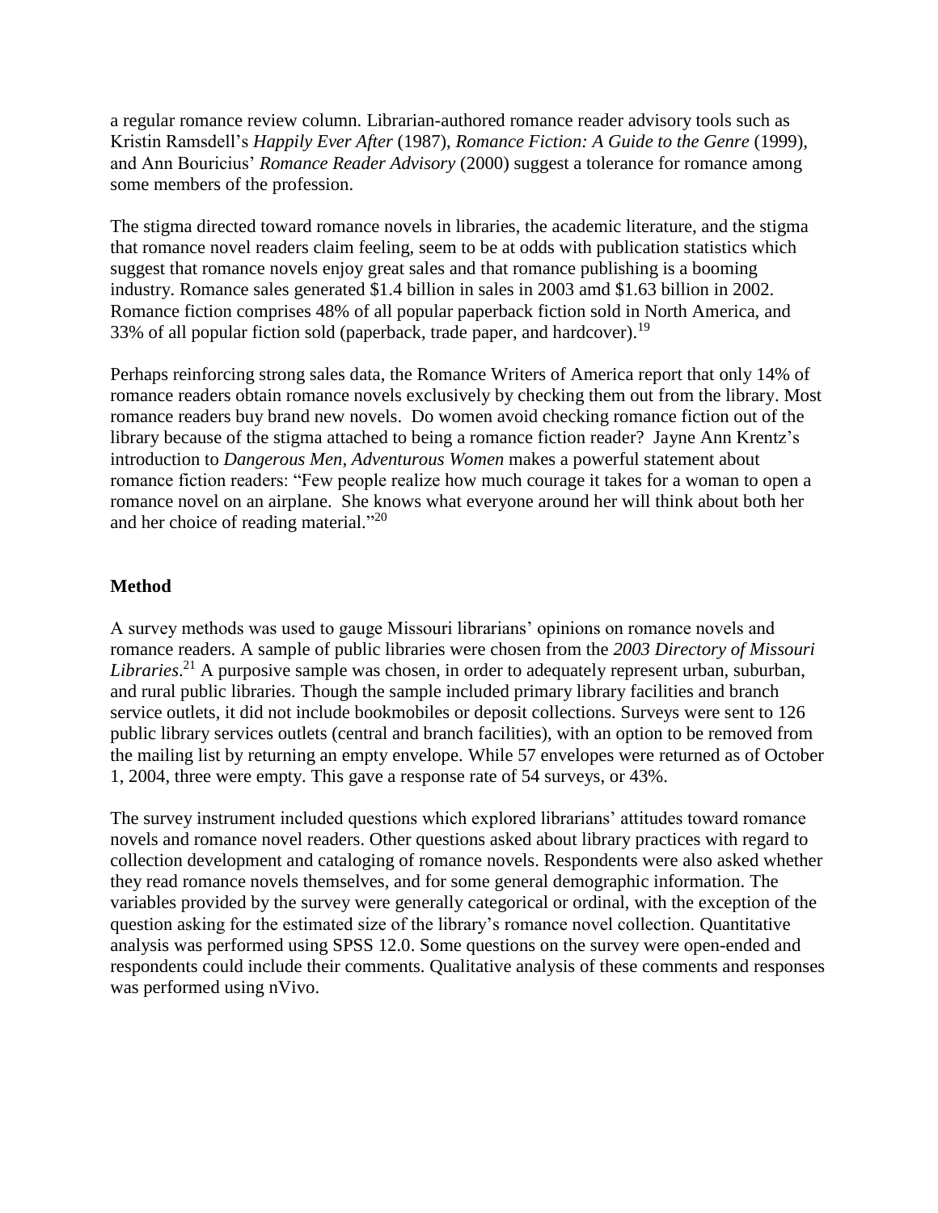a regular romance review column. Librarian-authored romance reader advisory tools such as Kristin Ramsdell's *Happily Ever After* (1987), *Romance Fiction: A Guide to the Genre* (1999), and Ann Bouricius' *Romance Reader Advisory* (2000) suggest a tolerance for romance among some members of the profession.

The stigma directed toward romance novels in libraries, the academic literature, and the stigma that romance novel readers claim feeling, seem to be at odds with publication statistics which suggest that romance novels enjoy great sales and that romance publishing is a booming industry. Romance sales generated $1.4 billion in sales in 2003 amd $1.63 billion in 2002. Romance fiction comprises 48% of all popular paperback fiction sold in North America, and 33% of all popular fiction sold (paperback, trade paper, and hardcover).[19]

Perhaps reinforcing strong sales data, the Romance Writers of America report that only 14% of romance readers obtain romance novels exclusively by checking them out from the library. Most romance readers buy brand new novels. Do women avoid checking romance fiction out of the library because of the stigma attached to being a romance fiction reader? Jayne Ann Krentz's introduction to *Dangerous Men, Adventurous Women* makes a powerful statement about romance fiction readers: "Few people realize how much courage it takes for a woman to open a romance novel on an airplane. She knows what everyone around her will think about both her and her choice of reading material."[20]

## Method

A survey methods was used to gauge Missouri librarians' opinions on romance novels and romance readers. A sample of public libraries were chosen from the *2003 Directory of Missouri Libraries*.[21] A purposive sample was chosen, in order to adequately represent urban, suburban, and rural public libraries. Though the sample included primary library facilities and branch service outlets, it did not include bookmobiles or deposit collections. Surveys were sent to 126 public library services outlets (central and branch facilities), with an option to be removed from the mailing list by returning an empty envelope. While 57 envelopes were returned as of October 1, 2004, three were empty. This gave a response rate of 54 surveys, or 43%.

The survey instrument included questions which explored librarians' attitudes toward romance novels and romance novel readers. Other questions asked about library practices with regard to collection development and cataloging of romance novels. Respondents were also asked whether they read romance novels themselves, and for some general demographic information. The variables provided by the survey were generally categorical or ordinal, with the exception of the question asking for the estimated size of the library's romance novel collection. Quantitative analysis was performed using SPSS 12.0. Some questions on the survey were open-ended and respondents could include their comments. Qualitative analysis of these comments and responses was performed using nVivo.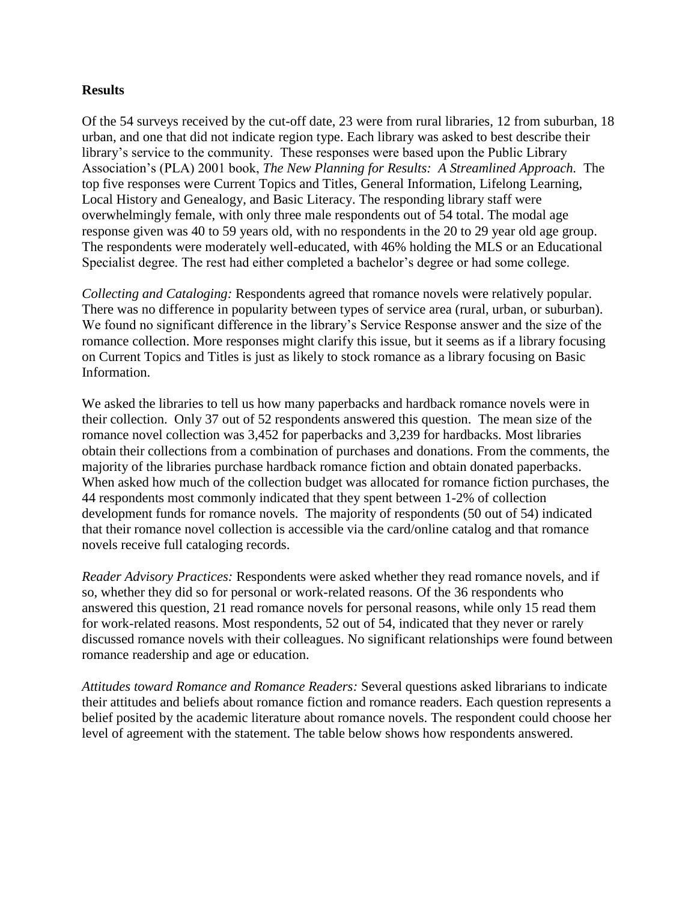## Results

Of the 54 surveys received by the cut-off date, 23 were from rural libraries, 12 from suburban, 18 urban, and one that did not indicate region type. Each library was asked to best describe their library's service to the community. These responses were based upon the Public Library Association's (PLA) 2001 book, *The New Planning for Results: A Streamlined Approach.* The top five responses were Current Topics and Titles, General Information, Lifelong Learning, Local History and Genealogy, and Basic Literacy. The responding library staff were overwhelmingly female, with only three male respondents out of 54 total. The modal age response given was 40 to 59 years old, with no respondents in the 20 to 29 year old age group. The respondents were moderately well-educated, with 46% holding the MLS or an Educational Specialist degree. The rest had either completed a bachelor's degree or had some college.

*Collecting and Cataloging:* Respondents agreed that romance novels were relatively popular. There was no difference in popularity between types of service area (rural, urban, or suburban). We found no significant difference in the library's Service Response answer and the size of the romance collection. More responses might clarify this issue, but it seems as if a library focusing on Current Topics and Titles is just as likely to stock romance as a library focusing on Basic Information.

We asked the libraries to tell us how many paperbacks and hardback romance novels were in their collection. Only 37 out of 52 respondents answered this question. The mean size of the romance novel collection was 3,452 for paperbacks and 3,239 for hardbacks. Most libraries obtain their collections from a combination of purchases and donations. From the comments, the majority of the libraries purchase hardback romance fiction and obtain donated paperbacks. When asked how much of the collection budget was allocated for romance fiction purchases, the 44 respondents most commonly indicated that they spent between 1-2% of collection development funds for romance novels. The majority of respondents (50 out of 54) indicated that their romance novel collection is accessible via the card/online catalog and that romance novels receive full cataloging records.

*Reader Advisory Practices:* Respondents were asked whether they read romance novels, and if so, whether they did so for personal or work-related reasons. Of the 36 respondents who answered this question, 21 read romance novels for personal reasons, while only 15 read them for work-related reasons. Most respondents, 52 out of 54, indicated that they never or rarely discussed romance novels with their colleagues. No significant relationships were found between romance readership and age or education.

*Attitudes toward Romance and Romance Readers:* Several questions asked librarians to indicate their attitudes and beliefs about romance fiction and romance readers. Each question represents a belief posited by the academic literature about romance novels. The respondent could choose her level of agreement with the statement. The table below shows how respondents answered.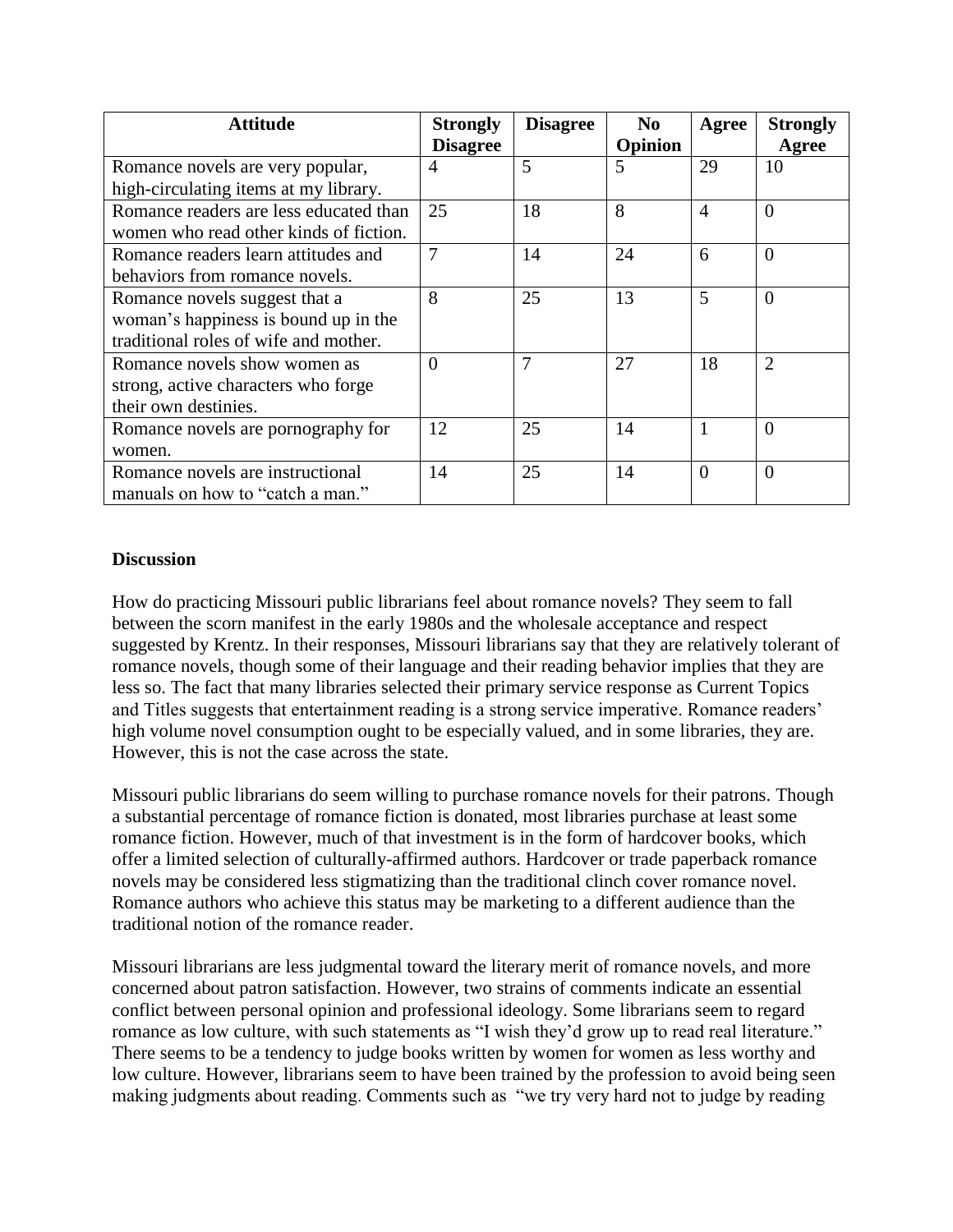| Attitude | Strongly Disagree | Disagree | No Opinion | Agree | Strongly Agree |
|---|---|---|---|---|---|
| Romance novels are very popular, high-circulating items at my library. | 4 | 5 | 5 | 29 | 10 |
| Romance readers are less educated than women who read other kinds of fiction. | 25 | 18 | 8 | 4 | 0 |
| Romance readers learn attitudes and behaviors from romance novels. | 7 | 14 | 24 | 6 | 0 |
| Romance novels suggest that a woman's happiness is bound up in the traditional roles of wife and mother. | 8 | 25 | 13 | 5 | 0 |
| Romance novels show women as strong, active characters who forge their own destinies. | 0 | 7 | 27 | 18 | 2 |
| Romance novels are pornography for women. | 12 | 25 | 14 | 1 | 0 |
| Romance novels are instructional manuals on how to "catch a man." | 14 | 25 | 14 | 0 | 0 |

**Discussion**

How do practicing Missouri public librarians feel about romance novels? They seem to fall between the scorn manifest in the early 1980s and the wholesale acceptance and respect suggested by Krentz. In their responses, Missouri librarians say that they are relatively tolerant of romance novels, though some of their language and their reading behavior implies that they are less so. The fact that many libraries selected their primary service response as Current Topics and Titles suggests that entertainment reading is a strong service imperative. Romance readers' high volume novel consumption ought to be especially valued, and in some libraries, they are. However, this is not the case across the state.

Missouri public librarians do seem willing to purchase romance novels for their patrons. Though a substantial percentage of romance fiction is donated, most libraries purchase at least some romance fiction. However, much of that investment is in the form of hardcover books, which offer a limited selection of culturally-affirmed authors. Hardcover or trade paperback romance novels may be considered less stigmatizing than the traditional clinch cover romance novel. Romance authors who achieve this status may be marketing to a different audience than the traditional notion of the romance reader.

Missouri librarians are less judgmental toward the literary merit of romance novels, and more concerned about patron satisfaction. However, two strains of comments indicate an essential conflict between personal opinion and professional ideology. Some librarians seem to regard romance as low culture, with such statements as "I wish they'd grow up to read real literature." There seems to be a tendency to judge books written by women for women as less worthy and low culture. However, librarians seem to have been trained by the profession to avoid being seen making judgments about reading. Comments such as "we try very hard not to judge by reading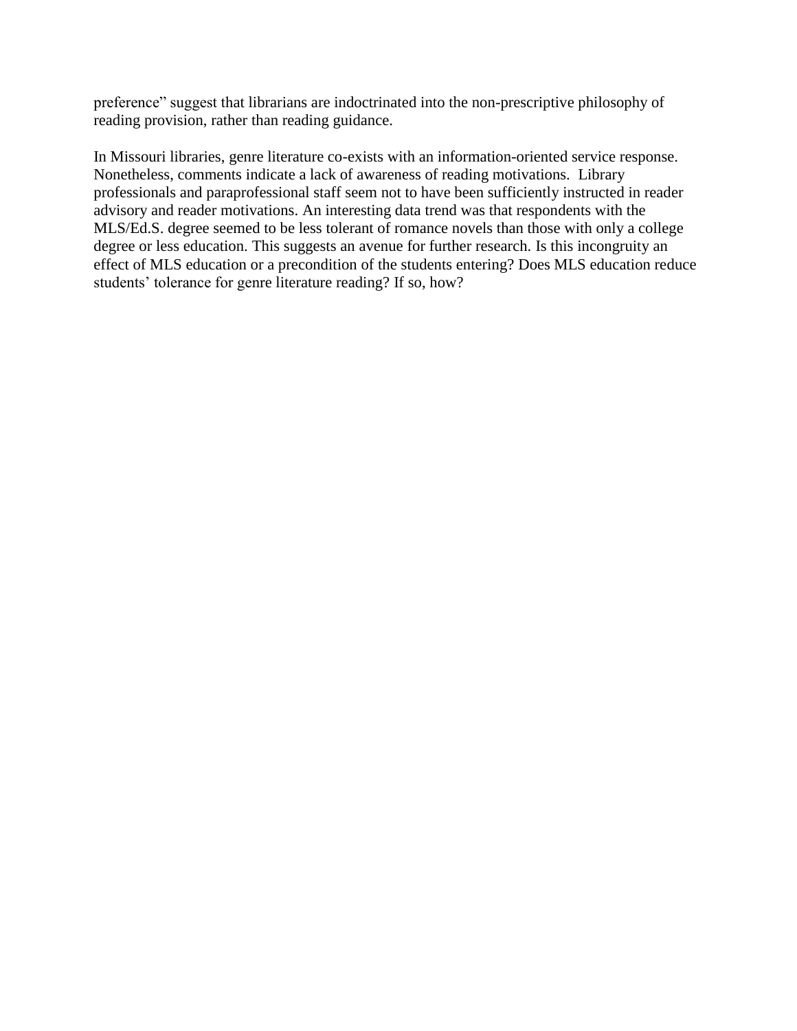preference" suggest that librarians are indoctrinated into the non-prescriptive philosophy of reading provision, rather than reading guidance.

In Missouri libraries, genre literature co-exists with an information-oriented service response. Nonetheless, comments indicate a lack of awareness of reading motivations. Library professionals and paraprofessional staff seem not to have been sufficiently instructed in reader advisory and reader motivations. An interesting data trend was that respondents with the MLS/Ed.S. degree seemed to be less tolerant of romance novels than those with only a college degree or less education. This suggests an avenue for further research. Is this incongruity an effect of MLS education or a precondition of the students entering? Does MLS education reduce students' tolerance for genre literature reading? If so, how?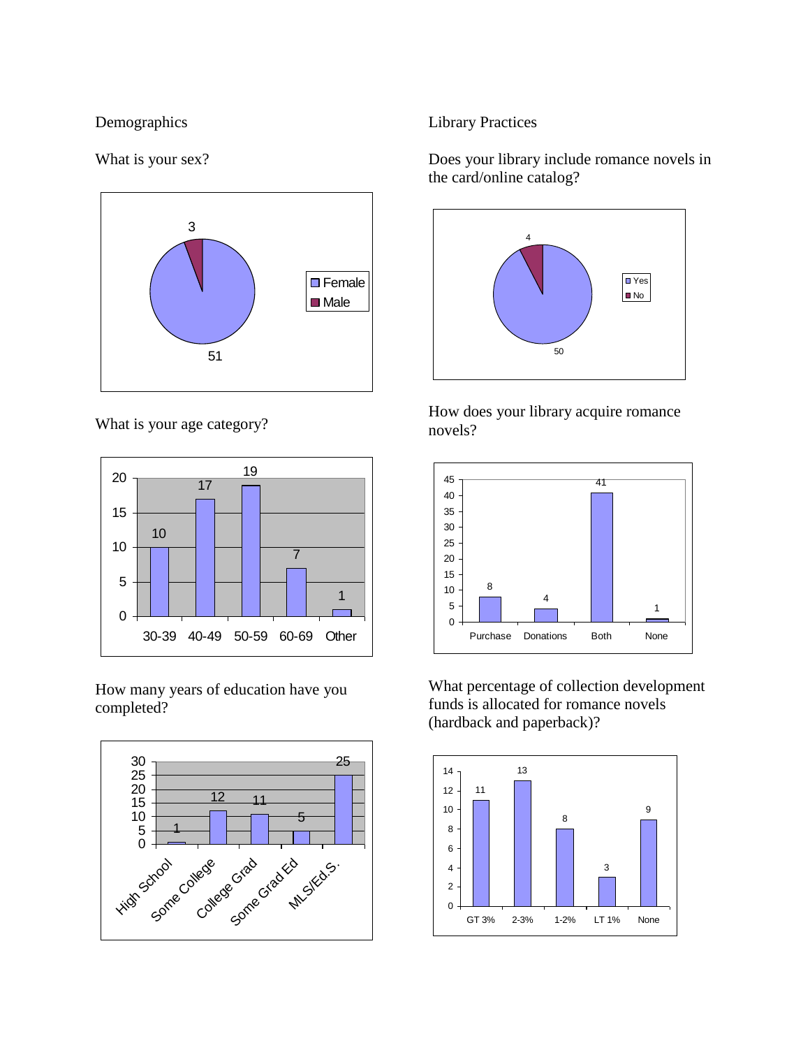## Demographics

What is your sex?

| Female | Male |
|---|---|
| 51 | 3 |

What is your age category?

| 30-39 | 40-49 | 50-59 | 60-69 | Other |
|---|---|---|---|---|
| 10 | 17 | 19 | 7 | 1 |

How many years of education have you completed?

| High School | Some College | College Grad | Some Grad Ed | MLS/Ed.S. |
|---|---|---|---|---|
| 1 | 12 | 11 | 5 | 25 |

## Library Practices

Does your library include romance novels in the card/online catalog?

| Yes | No |
|---|---|
| 50 | 4 |

How does your library acquire romance novels?

| Purchase | Donations | Both | None |
|---|---|---|---|
| 8 | 4 | 41 | 1 |

What percentage of collection development funds is allocated for romance novels (hardback and paperback)?

| GT 3% | 2-3% | 1-2% | LT 1% | None |
|---|---|---|---|---|
| 11 | 13 | 8 | 3 | 9 |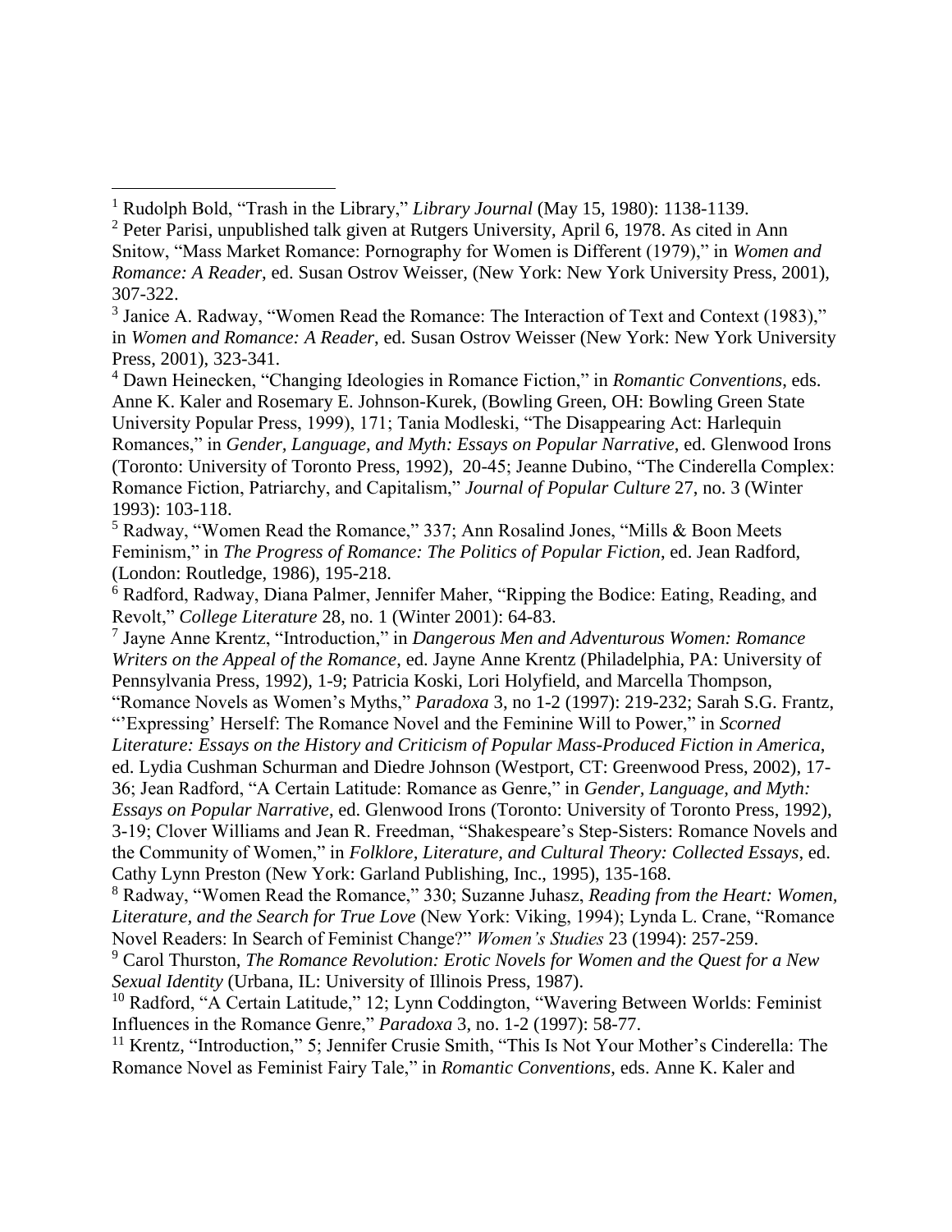[1] Rudolph Bold, "Trash in the Library," *Library Journal* (May 15, 1980): 1138-1139.

[2] Peter Parisi, unpublished talk given at Rutgers University, April 6, 1978. As cited in Ann Snitow, "Mass Market Romance: Pornography for Women is Different (1979)," in *Women and Romance: A Reader*, ed. Susan Ostrov Weisser, (New York: New York University Press, 2001), 307-322.

[3] Janice A. Radway, "Women Read the Romance: The Interaction of Text and Context (1983)," in *Women and Romance: A Reader*, ed. Susan Ostrov Weisser (New York: New York University Press, 2001), 323-341.

[4] Dawn Heinecken, "Changing Ideologies in Romance Fiction," in *Romantic Conventions*, eds. Anne K. Kaler and Rosemary E. Johnson-Kurek, (Bowling Green, OH: Bowling Green State University Popular Press, 1999), 171; Tania Modleski, "The Disappearing Act: Harlequin Romances," in *Gender, Language, and Myth: Essays on Popular Narrative*, ed. Glenwood Irons (Toronto: University of Toronto Press, 1992), 20-45; Jeanne Dubino, "The Cinderella Complex: Romance Fiction, Patriarchy, and Capitalism," *Journal of Popular Culture* 27, no. 3 (Winter 1993): 103-118.

[5] Radway, "Women Read the Romance," 337; Ann Rosalind Jones, "Mills & Boon Meets Feminism," in *The Progress of Romance: The Politics of Popular Fiction*, ed. Jean Radford, (London: Routledge, 1986), 195-218.

[6] Radford, Radway, Diana Palmer, Jennifer Maher, "Ripping the Bodice: Eating, Reading, and Revolt," *College Literature* 28, no. 1 (Winter 2001): 64-83.

[7] Jayne Anne Krentz, "Introduction," in *Dangerous Men and Adventurous Women: Romance Writers on the Appeal of the Romance*, ed. Jayne Anne Krentz (Philadelphia, PA: University of Pennsylvania Press, 1992), 1-9; Patricia Koski, Lori Holyfield, and Marcella Thompson, "Romance Novels as Women's Myths," *Paradoxa* 3, no 1-2 (1997): 219-232; Sarah S.G. Frantz, "'Expressing' Herself: The Romance Novel and the Feminine Will to Power," in *Scorned Literature: Essays on the History and Criticism of Popular Mass-Produced Fiction in America*, ed. Lydia Cushman Schurman and Diedre Johnson (Westport, CT: Greenwood Press, 2002), 17-36; Jean Radford, "A Certain Latitude: Romance as Genre," in *Gender, Language, and Myth: Essays on Popular Narrative*, ed. Glenwood Irons (Toronto: University of Toronto Press, 1992), 3-19; Clover Williams and Jean R. Freedman, "Shakespeare's Step-Sisters: Romance Novels and the Community of Women," in *Folklore, Literature, and Cultural Theory: Collected Essays*, ed. Cathy Lynn Preston (New York: Garland Publishing, Inc., 1995), 135-168.

[8] Radway, "Women Read the Romance," 330; Suzanne Juhasz, *Reading from the Heart: Women, Literature, and the Search for True Love* (New York: Viking, 1994); Lynda L. Crane, "Romance Novel Readers: In Search of Feminist Change?" *Women's Studies* 23 (1994): 257-259.

[9] Carol Thurston, *The Romance Revolution: Erotic Novels for Women and the Quest for a New Sexual Identity* (Urbana, IL: University of Illinois Press, 1987).

[10] Radford, "A Certain Latitude," 12; Lynn Coddington, "Wavering Between Worlds: Feminist Influences in the Romance Genre," *Paradoxa* 3, no. 1-2 (1997): 58-77.

[11] Krentz, "Introduction," 5; Jennifer Crusie Smith, "This Is Not Your Mother's Cinderella: The Romance Novel as Feminist Fairy Tale," in *Romantic Conventions*, eds. Anne K. Kaler and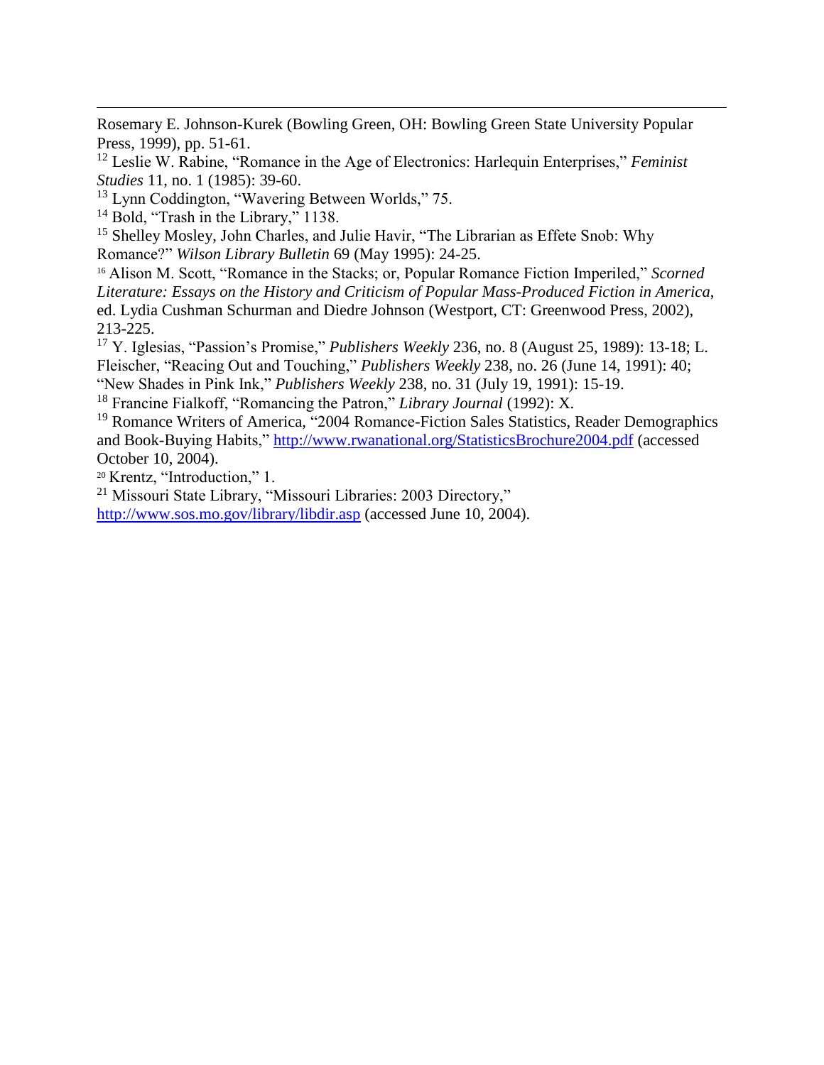Rosemary E. Johnson-Kurek (Bowling Green, OH: Bowling Green State University Popular Press, 1999), pp. 51-61.

[12] Leslie W. Rabine, "Romance in the Age of Electronics: Harlequin Enterprises," *Feminist Studies* 11, no. 1 (1985): 39-60.

[13] Lynn Coddington, "Wavering Between Worlds," 75.

[14] Bold, "Trash in the Library," 1138.

[15] Shelley Mosley, John Charles, and Julie Havir, "The Librarian as Effete Snob: Why Romance?" *Wilson Library Bulletin* 69 (May 1995): 24-25.

[16] Alison M. Scott, "Romance in the Stacks; or, Popular Romance Fiction Imperiled," *Scorned Literature: Essays on the History and Criticism of Popular Mass-Produced Fiction in America*, ed. Lydia Cushman Schurman and Diedre Johnson (Westport, CT: Greenwood Press, 2002), 213-225.

[17] Y. Iglesias, "Passion's Promise," *Publishers Weekly* 236, no. 8 (August 25, 1989): 13-18; L. Fleischer, "Reacing Out and Touching," *Publishers Weekly* 238, no. 26 (June 14, 1991): 40; "New Shades in Pink Ink," *Publishers Weekly* 238, no. 31 (July 19, 1991): 15-19.

[18] Francine Fialkoff, "Romancing the Patron," *Library Journal* (1992): X.

[19] Romance Writers of America, "2004 Romance-Fiction Sales Statistics, Reader Demographics and Book-Buying Habits," http://www.rwanational.org/StatisticsBrochure2004.pdf (accessed October 10, 2004).

[20] Krentz, "Introduction," 1.

[21] Missouri State Library, "Missouri Libraries: 2003 Directory," http://www.sos.mo.gov/library/libdir.asp (accessed June 10, 2004).